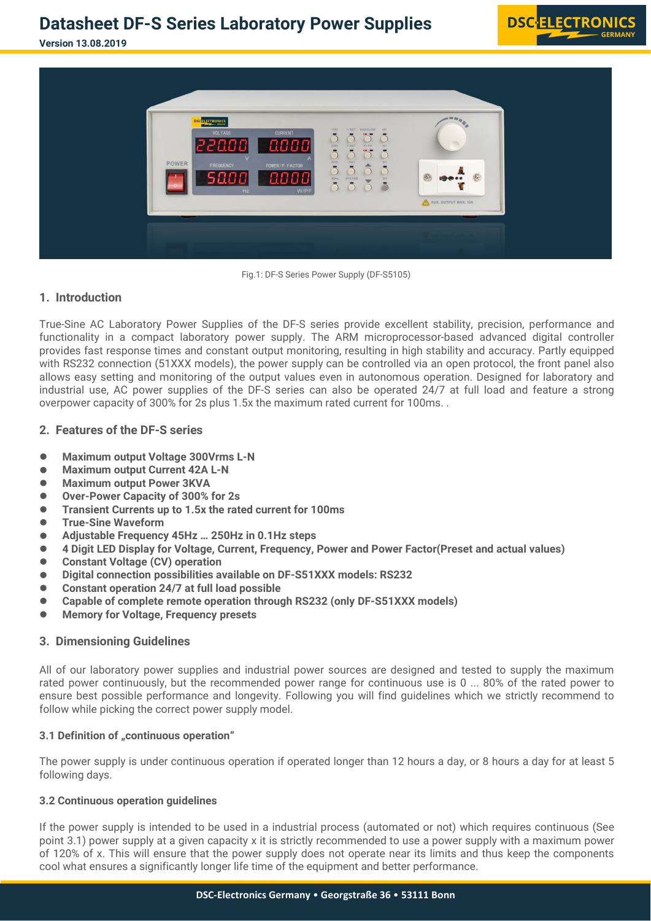# Datasheet DF-S Series Laboratory Power Supplies

**Version 13.08.2019**

Fig.1: DF-S Series Power Supply (DF-S5105)

## 1. Introduction

True-Sine AC Laboratory Power Supplies of the DF-S series provide excellent stability, precision, performance and functionality in a compact laboratory power supply. The ARM microprocessor-based advanced digital controller provides fast response times and constant output monitoring, resulting in high stability and accuracy. Partly equipped with RS232 connection (51XXX models), the power supply can be controlled via an open protocol, the front panel also allows easy setting and monitoring of the output values even in autonomous operation. Designed for laboratory and industrial use, AC power supplies of the DF-S series can also be operated 24/7 at full load and feature a strong overpower capacity of 300% for 2s plus 1.5x the maximum rated current for 100ms. .

## 2. Features of the DF-S series

- **Maximum output Voltage 300Vrms L-N**
- **Maximum output Current 42A L-N**
- **Maximum output Power 3KVA**
- **Over-Power Capacity of 300% for 2s**
- **Transient Currents up to 1.5x the rated current for 100ms**
- **True-Sine Waveform**
- **Adjustable Frequency 45Hz … 250Hz in 0.1Hz steps**
- **4 Digit LED Display for Voltage, Current, Frequency, Power and Power Factor(Preset and actual values)**
- **Constant Voltage (CV) operation**
- **Digital connection possibilities available on DF-S51XXX models: RS232**
- **Constant operation 24/7 at full load possible**
- **Capable of complete remote operation through RS232 (only DF-S51XXX models)**
- **Memory for Voltage, Frequency presets**

## 3. Dimensioning Guidelines

All of our laboratory power supplies and industrial power sources are designed and tested to supply the maximum rated power continuously, but the recommended power range for continuous use is 0 ... 80% of the rated power to ensure best possible performance and longevity. Following you will find guidelines which we strictly recommend to follow while picking the correct power supply model.

### 3.1 Definition of „continuous operation"

The power supply is under continuous operation if operated longer than 12 hours a day, or 8 hours a day for at least 5 following days.

### 3.2 Continuous operation guidelines

If the power supply is intended to be used in a industrial process (automated or not) which requires continuous (See point 3.1) power supply at a given capacity x it is strictly recommended to use a power supply with a maximum power of 120% of x. This will ensure that the power supply does not operate near its limits and thus keep the components cool what ensures a significantly longer life time of the equipment and better performance.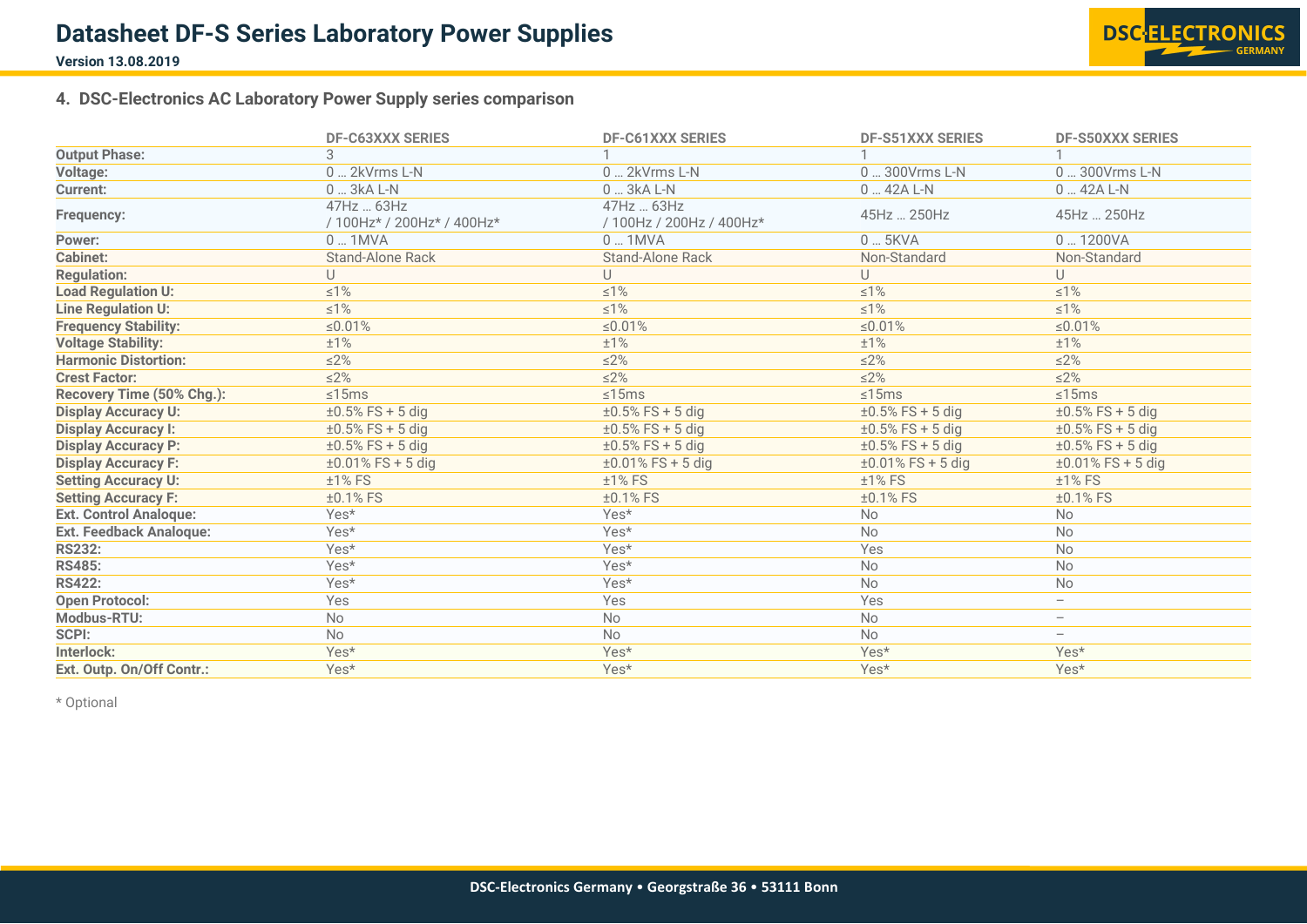## 4. DSC-Electronics AC Laboratory Power Supply series comparison

| | DF-C63XXX SERIES | DF-C61XXX SERIES | DF-S51XXX SERIES | DF-S50XXX SERIES |
|---|---|---|---|---|
| **Output Phase:** | 3 | 1 | 1 | 1 |
| **Voltage:** | 0 … 2kVrms L-N | 0 … 2kVrms L-N | 0 … 300Vrms L-N | 0 … 300Vrms L-N |
| **Current:** | 0 … 3kA L-N | 0 … 3kA L-N | 0 … 42A L-N | 0 … 42A L-N |
| **Frequency:** | 47Hz … 63Hz / 100Hz* / 200Hz* / 400Hz* | 47Hz … 63Hz / 100Hz / 200Hz / 400Hz* | 45Hz … 250Hz | 45Hz … 250Hz |
| **Power:** | 0 … 1MVA | 0 … 1MVA | 0 … 5KVA | 0 … 1200VA |
| **Cabinet:** | Stand-Alone Rack | Stand-Alone Rack | Non-Standard | Non-Standard |
| **Regulation:** | U | U | U | U |
| **Load Regulation U:** | ≤1% | ≤1% | ≤1% | ≤1% |
| **Line Regulation U:** | ≤1% | ≤1% | ≤1% | ≤1% |
| **Frequency Stability:** | ≤0.01% | ≤0.01% | ≤0.01% | ≤0.01% |
| **Voltage Stability:** | ±1% | ±1% | ±1% | ±1% |
| **Harmonic Distortion:** | ≤2% | ≤2% | ≤2% | ≤2% |
| **Crest Factor:** | ≤2% | ≤2% | ≤2% | ≤2% |
| **Recovery Time (50% Chg.):** | ≤15ms | ≤15ms | ≤15ms | ≤15ms |
| **Display Accuracy U:** | ±0.5% FS + 5 dig | ±0.5% FS + 5 dig | ±0.5% FS + 5 dig | ±0.5% FS + 5 dig |
| **Display Accuracy I:** | ±0.5% FS + 5 dig | ±0.5% FS + 5 dig | ±0.5% FS + 5 dig | ±0.5% FS + 5 dig |
| **Display Accuracy P:** | ±0.5% FS + 5 dig | ±0.5% FS + 5 dig | ±0.5% FS + 5 dig | ±0.5% FS + 5 dig |
| **Display Accuracy F:** | ±0.01% FS + 5 dig | ±0.01% FS + 5 dig | ±0.01% FS + 5 dig | ±0.01% FS + 5 dig |
| **Setting Accuracy U:** | ±1% FS | ±1% FS | ±1% FS | ±1% FS |
| **Setting Accuracy F:** | ±0.1% FS | ±0.1% FS | ±0.1% FS | ±0.1% FS |
| **Ext. Control Analoque:** | Yes* | Yes* | No | No |
| **Ext. Feedback Analoque:** | Yes* | Yes* | No | No |
| **RS232:** | Yes* | Yes* | Yes | No |
| **RS485:** | Yes* | Yes* | No | No |
| **RS422:** | Yes* | Yes* | No | No |
| **Open Protocol:** | Yes | Yes | Yes | – |
| **Modbus-RTU:** | No | No | No | – |
| **SCPI:** | No | No | No | – |
| **Interlock:** | Yes* | Yes* | Yes* | Yes* |
| **Ext. Outp. On/Off Contr.:** | Yes* | Yes* | Yes* | Yes* |

* Optional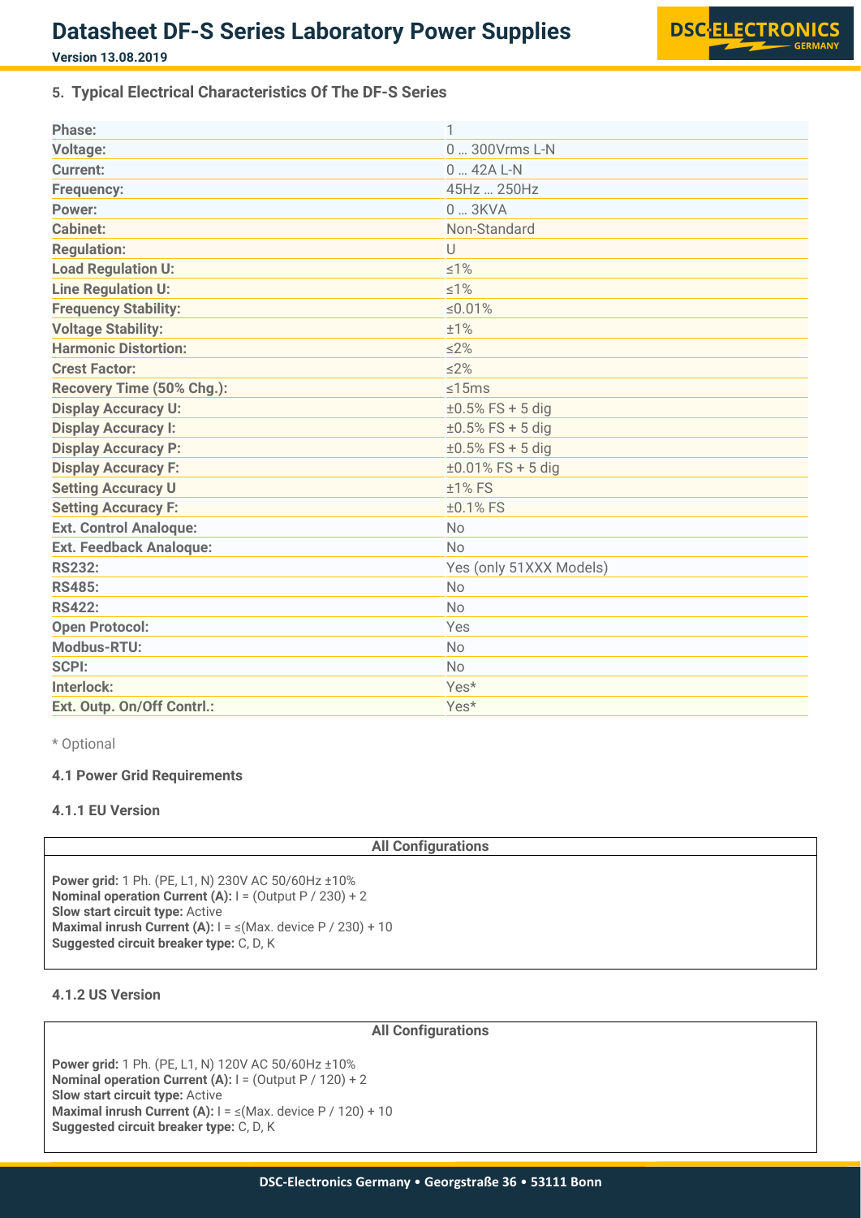## 5. Typical Electrical Characteristics Of The DF-S Series

| | |
|---|---|
| **Phase:** | 1 |
| **Voltage:** | 0 … 300Vrms L-N |
| **Current:** | 0 … 42A L-N |
| **Frequency:** | 45Hz … 250Hz |
| **Power:** | 0 … 3KVA |
| **Cabinet:** | Non-Standard |
| **Regulation:** | U |
| **Load Regulation U:** | ≤1% |
| **Line Regulation U:** | ≤1% |
| **Frequency Stability:** | ≤0.01% |
| **Voltage Stability:** | ±1% |
| **Harmonic Distortion:** | ≤2% |
| **Crest Factor:** | ≤2% |
| **Recovery Time (50% Chg.):** | ≤15ms |
| **Display Accuracy U:** | ±0.5% FS + 5 dig |
| **Display Accuracy I:** | ±0.5% FS + 5 dig |
| **Display Accuracy P:** | ±0.5% FS + 5 dig |
| **Display Accuracy F:** | ±0.01% FS + 5 dig |
| **Setting Accuracy U** | ±1% FS |
| **Setting Accuracy F:** | ±0.1% FS |
| **Ext. Control Analoque:** | No |
| **Ext. Feedback Analoque:** | No |
| **RS232:** | Yes (only 51XXX Models) |
| **RS485:** | No |
| **RS422:** | No |
| **Open Protocol:** | Yes |
| **Modbus-RTU:** | No |
| **SCPI:** | No |
| **Interlock:** | Yes* |
| **Ext. Outp. On/Off Contrl.:** | Yes* |

* Optional

### 4.1 Power Grid Requirements

#### 4.1.1 EU Version

**All Configurations**

**Power grid:** 1 Ph. (PE, L1, N) 230V AC 50/60Hz ±10%
**Nominal operation Current (A):** I = (Output P / 230) + 2
**Slow start circuit type:** Active
**Maximal inrush Current (A):** I = ≤(Max. device P / 230) + 10
**Suggested circuit breaker type:** C, D, K

#### 4.1.2 US Version

**All Configurations**

**Power grid:** 1 Ph. (PE, L1, N) 120V AC 50/60Hz ±10%
**Nominal operation Current (A):** I = (Output P / 120) + 2
**Slow start circuit type:** Active
**Maximal inrush Current (A):** I = ≤(Max. device P / 120) + 10
**Suggested circuit breaker type:** C, D, K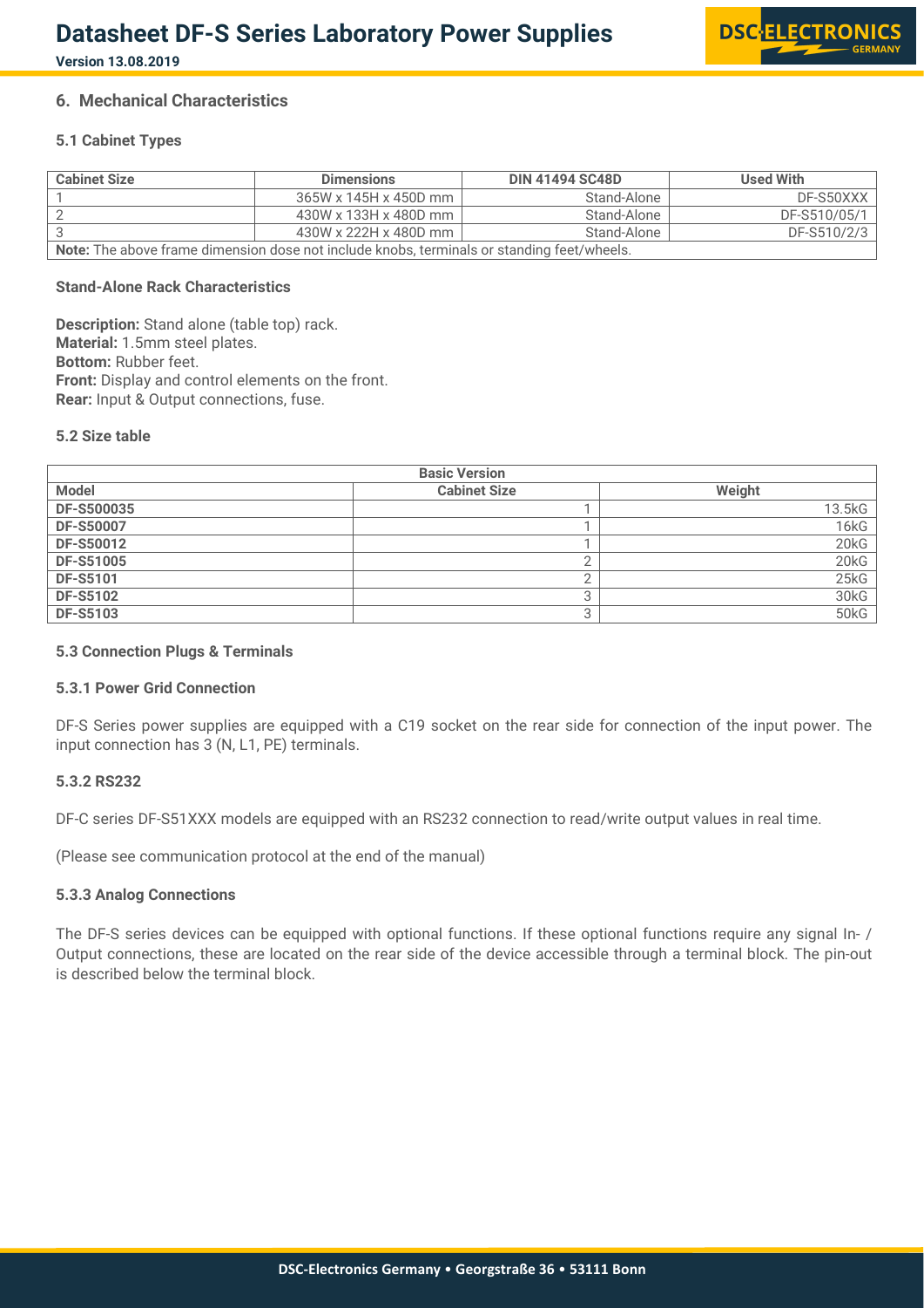## 6. Mechanical Characteristics

### 5.1 Cabinet Types

| Cabinet Size | Dimensions | DIN 41494 SC48D | Used With |
|---|---|---|---|
| 1 | 365W x 145H x 450D mm | Stand-Alone | DF-S50XXX |
| 2 | 430W x 133H x 480D mm | Stand-Alone | DF-S510/05/1 |
| 3 | 430W x 222H x 480D mm | Stand-Alone | DF-S510/2/3 |
| **Note:** The above frame dimension dose not include knobs, terminals or standing feet/wheels. | | | |

#### Stand-Alone Rack Characteristics

**Description:** Stand alone (table top) rack.
**Material:** 1.5mm steel plates.
**Bottom:** Rubber feet.
**Front:** Display and control elements on the front.
**Rear:** Input & Output connections, fuse.

### 5.2 Size table

| Basic Version | | |
|---|---|---|
| **Model** | **Cabinet Size** | **Weight** |
| **DF-S500035** | 1 | 13.5kG |
| **DF-S50007** | 1 | 16kG |
| **DF-S50012** | 1 | 20kG |
| **DF-S51005** | 2 | 20kG |
| **DF-S5101** | 2 | 25kG |
| **DF-S5102** | 3 | 30kG |
| **DF-S5103** | 3 | 50kG |

### 5.3 Connection Plugs & Terminals

#### 5.3.1 Power Grid Connection

DF-S Series power supplies are equipped with a C19 socket on the rear side for connection of the input power. The input connection has 3 (N, L1, PE) terminals.

#### 5.3.2 RS232

DF-C series DF-S51XXX models are equipped with an RS232 connection to read/write output values in real time.

(Please see communication protocol at the end of the manual)

#### 5.3.3 Analog Connections

The DF-S series devices can be equipped with optional functions. If these optional functions require any signal In- / Output connections, these are located on the rear side of the device accessible through a terminal block. The pin-out is described below the terminal block.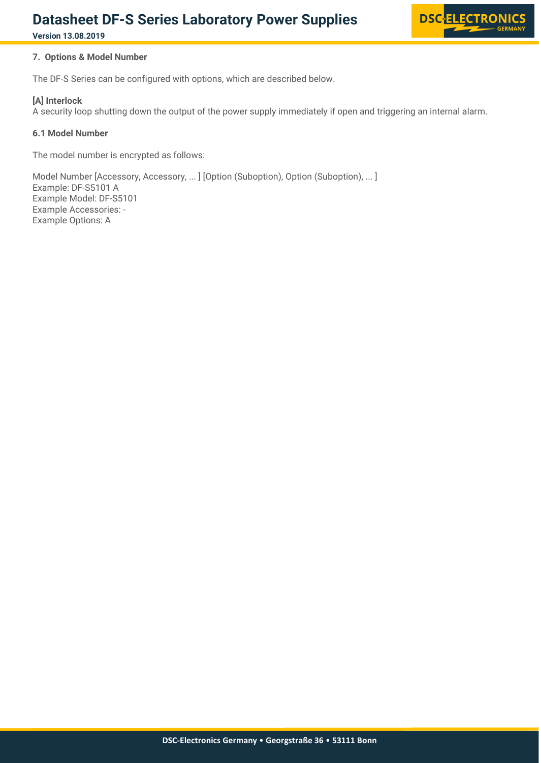## 7. Options & Model Number

The DF-S Series can be configured with options, which are described below.

**[A] Interlock**
A security loop shutting down the output of the power supply immediately if open and triggering an internal alarm.

### 6.1 Model Number

The model number is encrypted as follows:

Model Number [Accessory, Accessory, ... ] [Option (Suboption), Option (Suboption), ... ]
Example: DF-S5101 A
Example Model: DF-S5101
Example Accessories: -
Example Options: A